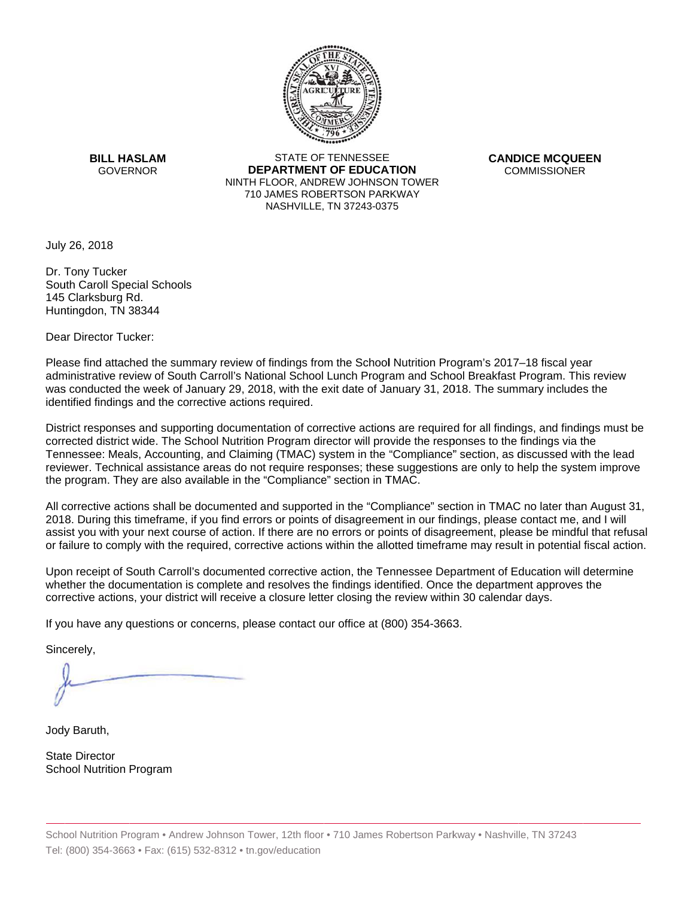**BILL HASLAM**
GOVERNOR

STATE OF TENNESSEE
**DEPARTMENT OF EDUCATION**
NINTH FLOOR, ANDREW JOHNSON TOWER
710 JAMES ROBERTSON PARKWAY
NASHVILLE, TN 37243-0375

**CANDICE MCQUEEN**
COMMISSIONER

July 26, 2018

Dr. Tony Tucker
South Caroll Special Schools
145 Clarksburg Rd.
Huntingdon, TN 38344

Dear Director Tucker:

Please find attached the summary review of findings from the School Nutrition Program's 2017–18 fiscal year administrative review of South Carroll's National School Lunch Program and School Breakfast Program. This review was conducted the week of January 29, 2018, with the exit date of January 31, 2018. The summary includes the identified findings and the corrective actions required.

District responses and supporting documentation of corrective actions are required for all findings, and findings must be corrected district wide. The School Nutrition Program director will provide the responses to the findings via the Tennessee: Meals, Accounting, and Claiming (TMAC) system in the "Compliance" section, as discussed with the lead reviewer. Technical assistance areas do not require responses; these suggestions are only to help the system improve the program. They are also available in the "Compliance" section in TMAC.

All corrective actions shall be documented and supported in the "Compliance" section in TMAC no later than August 31, 2018. During this timeframe, if you find errors or points of disagreement in our findings, please contact me, and I will assist you with your next course of action. If there are no errors or points of disagreement, please be mindful that refusal or failure to comply with the required, corrective actions within the allotted timeframe may result in potential fiscal action.

Upon receipt of South Carroll's documented corrective action, the Tennessee Department of Education will determine whether the documentation is complete and resolves the findings identified. Once the department approves the corrective actions, your district will receive a closure letter closing the review within 30 calendar days.

If you have any questions or concerns, please contact our office at (800) 354-3663.

Sincerely,

Jody Baruth,

State Director
School Nutrition Program

School Nutrition Program • Andrew Johnson Tower, 12th floor • 710 James Robertson Parkway • Nashville, TN 37243
Tel: (800) 354-3663 • Fax: (615) 532-8312 • tn.gov/education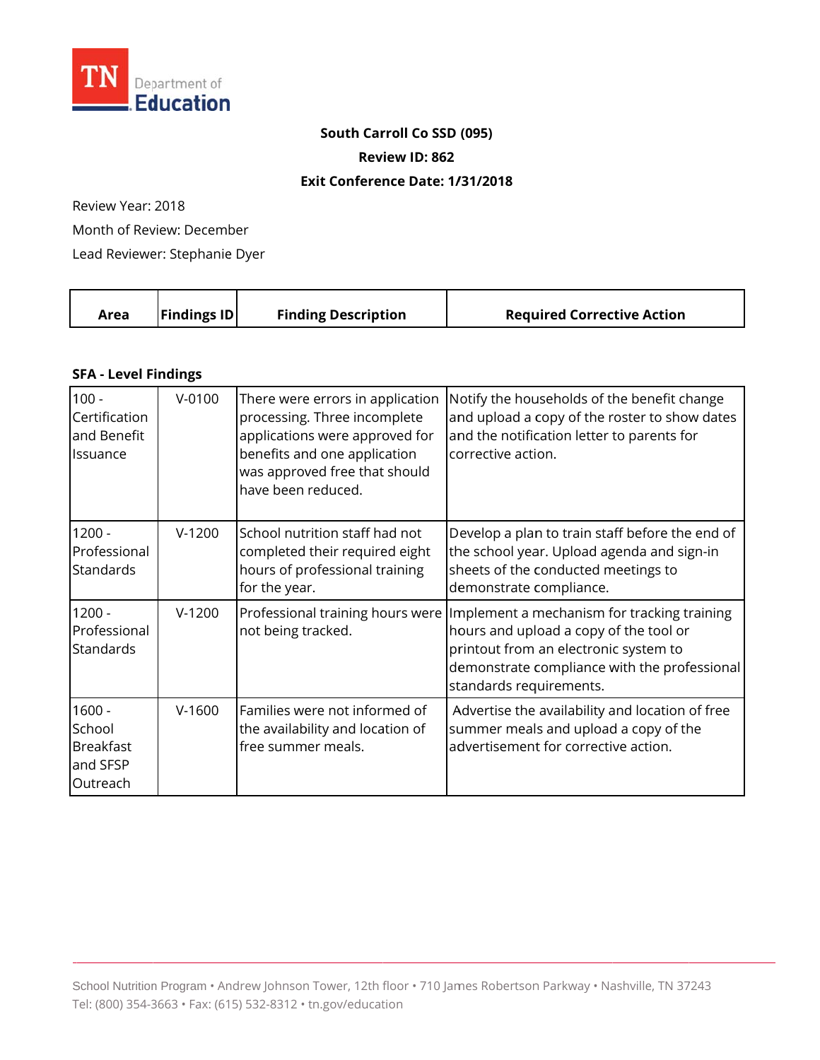**South Carroll Co SSD (095)**

**Review ID: 862**

**Exit Conference Date: 1/31/2018**

Review Year: 2018

Month of Review: December

Lead Reviewer: Stephanie Dyer

| Area | Findings ID | Finding Description | Required Corrective Action |
|---|---|---|---|

**SFA - Level Findings**

| Area | Findings ID | Finding Description | Required Corrective Action |
|---|---|---|---|
| 100 - Certification and Benefit Issuance | V-0100 | There were errors in application processing. Three incomplete applications were approved for benefits and one application was approved free that should have been reduced. | Notify the households of the benefit change and upload a copy of the roster to show dates and the notification letter to parents for corrective action. |
| 1200 - Professional Standards | V-1200 | School nutrition staff had not completed their required eight hours of professional training for the year. | Develop a plan to train staff before the end of the school year. Upload agenda and sign-in sheets of the conducted meetings to demonstrate compliance. |
| 1200 - Professional Standards | V-1200 | Professional training hours were not being tracked. | Implement a mechanism for tracking training hours and upload a copy of the tool or printout from an electronic system to demonstrate compliance with the professional standards requirements. |
| 1600 - School Breakfast and SFSP Outreach | V-1600 | Families were not informed of the availability and location of free summer meals. | Advertise the availability and location of free summer meals and upload a copy of the advertisement for corrective action. |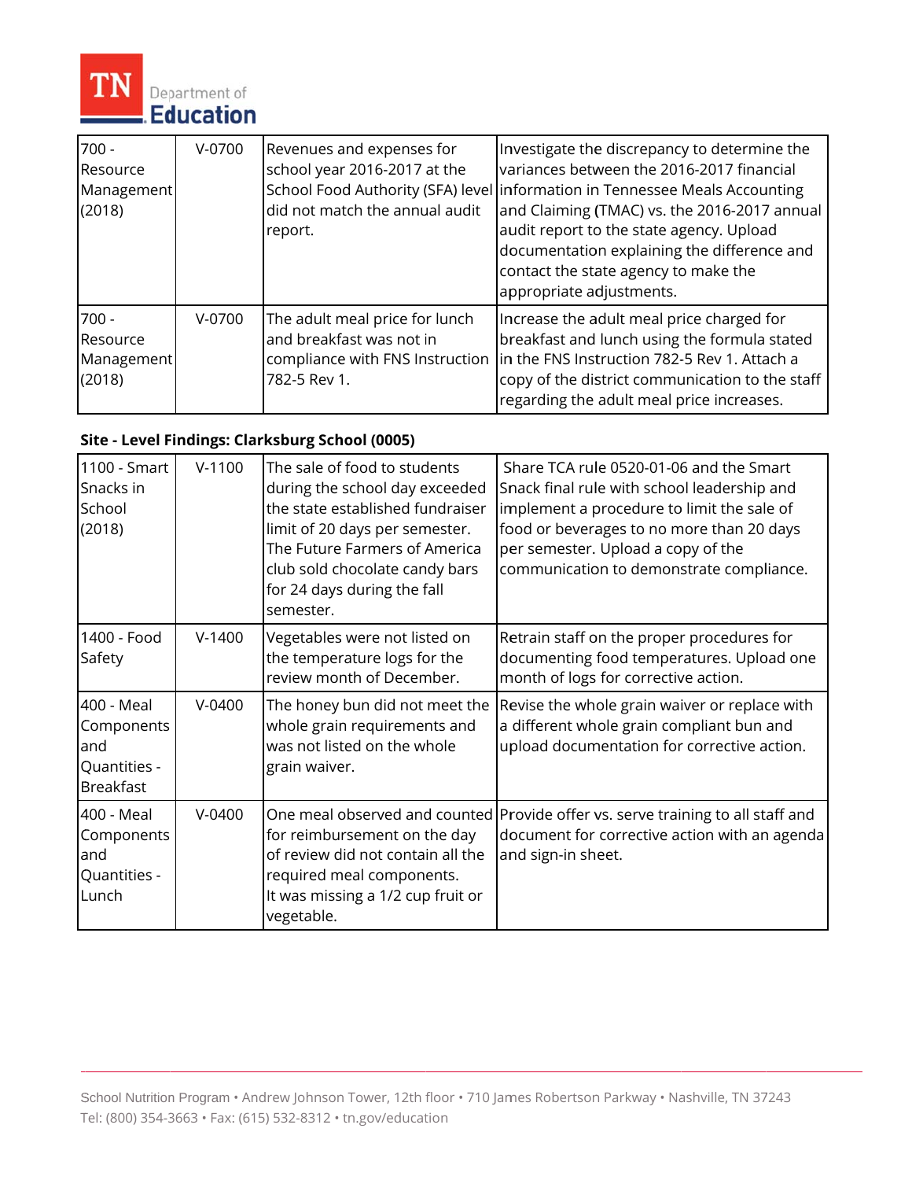| | | | |
|---|---|---|---|
| 700 - Resource Management (2018) | V-0700 | Revenues and expenses for school year 2016-2017 at the School Food Authority (SFA) level did not match the annual audit report. | Investigate the discrepancy to determine the variances between the 2016-2017 financial information in Tennessee Meals Accounting and Claiming (TMAC) vs. the 2016-2017 annual audit report to the state agency. Upload documentation explaining the difference and contact the state agency to make the appropriate adjustments. |
| 700 - Resource Management (2018) | V-0700 | The adult meal price for lunch and breakfast was not in compliance with FNS Instruction 782-5 Rev 1. | Increase the adult meal price charged for breakfast and lunch using the formula stated in the FNS Instruction 782-5 Rev 1. Attach a copy of the district communication to the staff regarding the adult meal price increases. |

**Site - Level Findings: Clarksburg School (0005)**

| | | | |
|---|---|---|---|
| 1100 - Smart Snacks in School (2018) | V-1100 | The sale of food to students during the school day exceeded the state established fundraiser limit of 20 days per semester. The Future Farmers of America club sold chocolate candy bars for 24 days during the fall semester. | Share TCA rule 0520-01-06 and the Smart Snack final rule with school leadership and implement a procedure to limit the sale of food or beverages to no more than 20 days per semester. Upload a copy of the communication to demonstrate compliance. |
| 1400 - Food Safety | V-1400 | Vegetables were not listed on the temperature logs for the review month of December. | Retrain staff on the proper procedures for documenting food temperatures. Upload one month of logs for corrective action. |
| 400 - Meal Components and Quantities - Breakfast | V-0400 | The honey bun did not meet the whole grain requirements and was not listed on the whole grain waiver. | Revise the whole grain waiver or replace with a different whole grain compliant bun and upload documentation for corrective action. |
| 400 - Meal Components and Quantities - Lunch | V-0400 | One meal observed and counted for reimbursement on the day of review did not contain all the required meal components. It was missing a 1/2 cup fruit or vegetable. | Provide offer vs. serve training to all staff and document for corrective action with an agenda and sign-in sheet. |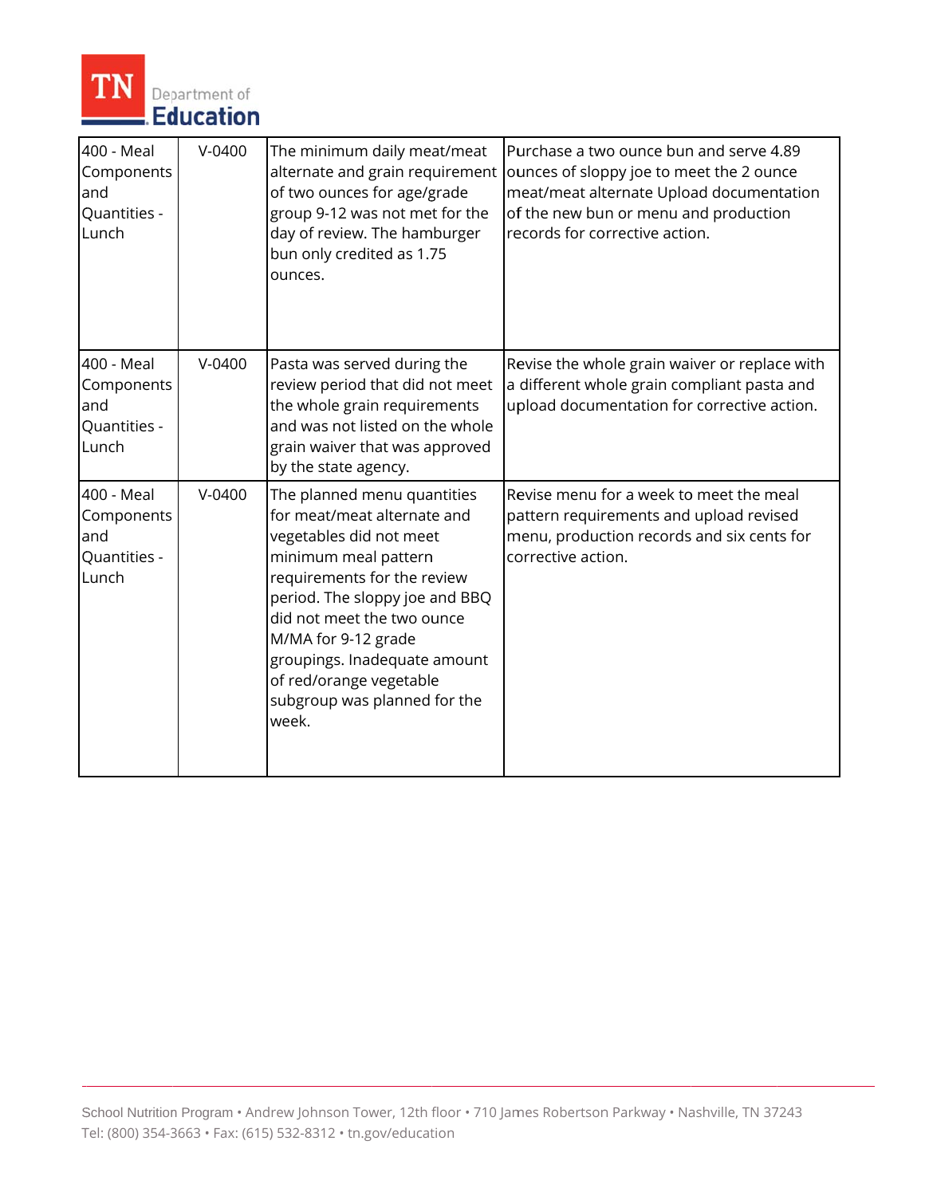| | | | |
|---|---|---|---|
| 400 - Meal Components and Quantities - Lunch | V-0400 | The minimum daily meat/meat alternate and grain requirement of two ounces for age/grade group 9-12 was not met for the day of review. The hamburger bun only credited as 1.75 ounces. | Purchase a two ounce bun and serve 4.89 ounces of sloppy joe to meet the 2 ounce meat/meat alternate Upload documentation of the new bun or menu and production records for corrective action. |
| 400 - Meal Components and Quantities - Lunch | V-0400 | Pasta was served during the review period that did not meet the whole grain requirements and was not listed on the whole grain waiver that was approved by the state agency. | Revise the whole grain waiver or replace with a different whole grain compliant pasta and upload documentation for corrective action. |
| 400 - Meal Components and Quantities - Lunch | V-0400 | The planned menu quantities for meat/meat alternate and vegetables did not meet minimum meal pattern requirements for the review period. The sloppy joe and BBQ did not meet the two ounce M/MA for 9-12 grade groupings. Inadequate amount of red/orange vegetable subgroup was planned for the week. | Revise menu for a week to meet the meal pattern requirements and upload revised menu, production records and six cents for corrective action. |